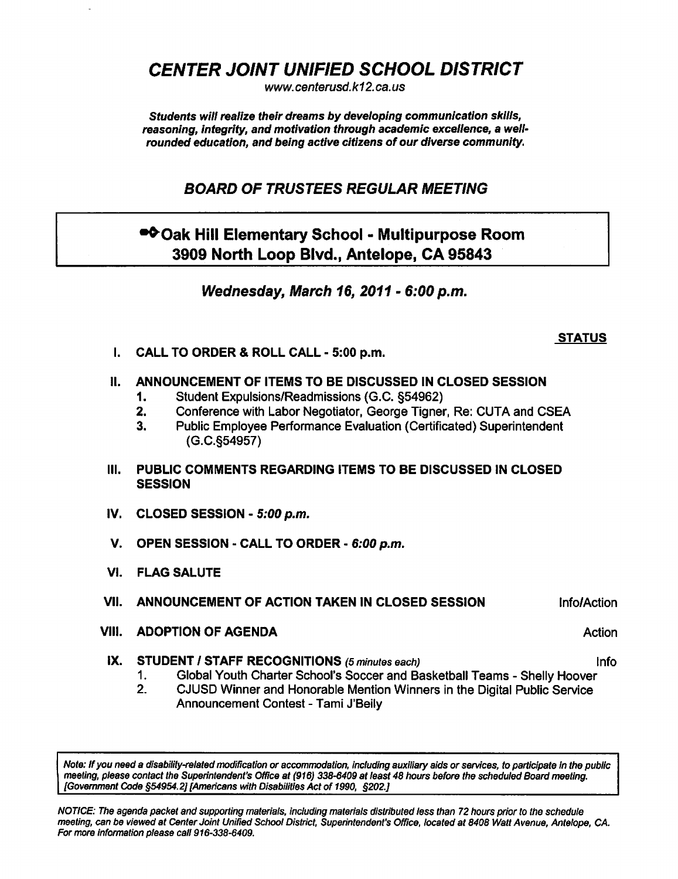# *CENTER JOINT UNIFIED SCHOOL DISTRICT*

*www.centerusd.k12.ca.us*

***Students will realize their dreams by developing communication skills, reasoning, integrity, and motivation through academic excellence, a well-rounded education, and being active citizens of our diverse community.***

## *BOARD OF TRUSTEES REGULAR MEETING*

**Oak Hill Elementary School - Multipurpose Room**
**3909 North Loop Blvd., Antelope, CA 95843**

***Wednesday, March 16, 2011 - 6:00 p.m.***

**STATUS**

**I. CALL TO ORDER & ROLL CALL - 5:00 p.m.**

**II. ANNOUNCEMENT OF ITEMS TO BE DISCUSSED IN CLOSED SESSION**

1. Student Expulsions/Readmissions (G.C. §54962)
2. Conference with Labor Negotiator, George Tigner, Re: CUTA and CSEA
3. Public Employee Performance Evaluation (Certificated) Superintendent (G.C.§54957)

**III. PUBLIC COMMENTS REGARDING ITEMS TO BE DISCUSSED IN CLOSED SESSION**

**IV. CLOSED SESSION - *5:00 p.m.***

**V. OPEN SESSION - CALL TO ORDER - *6:00 p.m.***

**VI. FLAG SALUTE**

**VII. ANNOUNCEMENT OF ACTION TAKEN IN CLOSED SESSION** — Info/Action

**VIII. ADOPTION OF AGENDA** — Action

**IX. STUDENT / STAFF RECOGNITIONS** *(5 minutes each)* — Info

1. Global Youth Charter School's Soccer and Basketball Teams - Shelly Hoover
2. CJUSD Winner and Honorable Mention Winners in the Digital Public Service Announcement Contest - Tami J'Beily

*Note: If you need a disability-related modification or accommodation, including auxiliary aids or services, to participate in the public meeting, please contact the Superintendent's Office at (916) 338-6409 at least 48 hours before the scheduled Board meeting. [Government Code §54954.2] [Americans with Disabilities Act of 1990, §202.]*

*NOTICE: The agenda packet and supporting materials, including materials distributed less than 72 hours prior to the schedule meeting, can be viewed at Center Joint Unified School District, Superintendent's Office, located at 8408 Watt Avenue, Antelope, CA. For more information please call 916-338-6409.*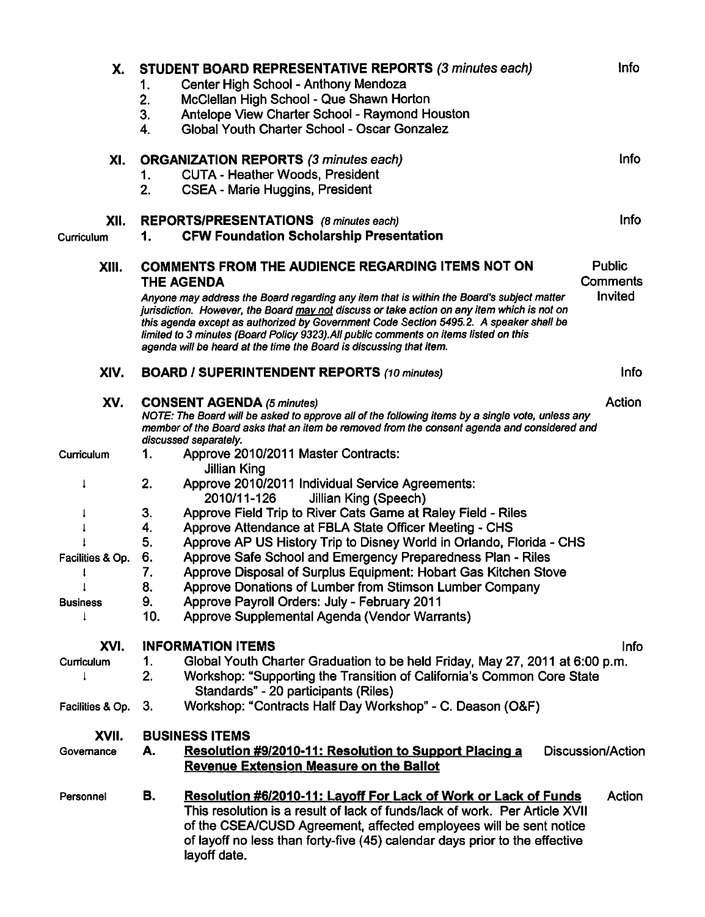## X. STUDENT BOARD REPRESENTATIVE REPORTS *(3 minutes each)* — Info

1. Center High School - Anthony Mendoza
2. McClellan High School - Que Shawn Horton
3. Antelope View Charter School - Raymond Houston
4. Global Youth Charter School - Oscar Gonzalez

## XI. ORGANIZATION REPORTS *(3 minutes each)* — Info

1. CUTA - Heather Woods, President
2. CSEA - Marie Huggins, President

## XII. REPORTS/PRESENTATIONS *(8 minutes each)* — Info

Curriculum — 1. **CFW Foundation Scholarship Presentation**

## XIII. COMMENTS FROM THE AUDIENCE REGARDING ITEMS NOT ON THE AGENDA — Public Comments Invited

*Anyone may address the Board regarding any item that is within the Board's subject matter jurisdiction. However, the Board may not discuss or take action on any item which is not on this agenda except as authorized by Government Code Section 5495.2. A speaker shall be limited to 3 minutes (Board Policy 9323). All public comments on items listed on this agenda will be heard at the time the Board is discussing that item.*

## XIV. BOARD / SUPERINTENDENT REPORTS *(10 minutes)* — Info

## XV. CONSENT AGENDA *(5 minutes)* — Action

*NOTE: The Board will be asked to approve all of the following items by a single vote, unless any member of the Board asks that an item be removed from the consent agenda and considered and discussed separately.*

Curriculum
1. Approve 2010/2011 Master Contracts:
   Jillian King
2. Approve 2010/2011 Individual Service Agreements:
   2010/11-126 Jillian King (Speech)
3. Approve Field Trip to River Cats Game at Raley Field - Riles
4. Approve Attendance at FBLA State Officer Meeting - CHS
5. Approve AP US History Trip to Disney World in Orlando, Florida - CHS

Facilities & Op.

6. Approve Safe School and Emergency Preparedness Plan - Riles
7. Approve Disposal of Surplus Equipment: Hobart Gas Kitchen Stove
8. Approve Donations of Lumber from Stimson Lumber Company

Business

9. Approve Payroll Orders: July - February 2011
10. Approve Supplemental Agenda (Vendor Warrants)

## XVI. INFORMATION ITEMS — Info

Curriculum
1. Global Youth Charter Graduation to be held Friday, May 27, 2011 at 6:00 p.m.
2. Workshop: "Supporting the Transition of California's Common Core State Standards" - 20 participants (Riles)

Facilities & Op.

3. Workshop: "Contracts Half Day Workshop" - C. Deason (O&F)

## XVII. BUSINESS ITEMS

Governance — **A. Resolution #9/2010-11: Resolution to Support Placing a Revenue Extension Measure on the Ballot** — Discussion/Action

Personnel — **B. Resolution #6/2010-11: Layoff For Lack of Work or Lack of Funds** — Action

This resolution is a result of lack of funds/lack of work. Per Article XVII of the CSEA/CUSD Agreement, affected employees will be sent notice of layoff no less than forty-five (45) calendar days prior to the effective layoff date.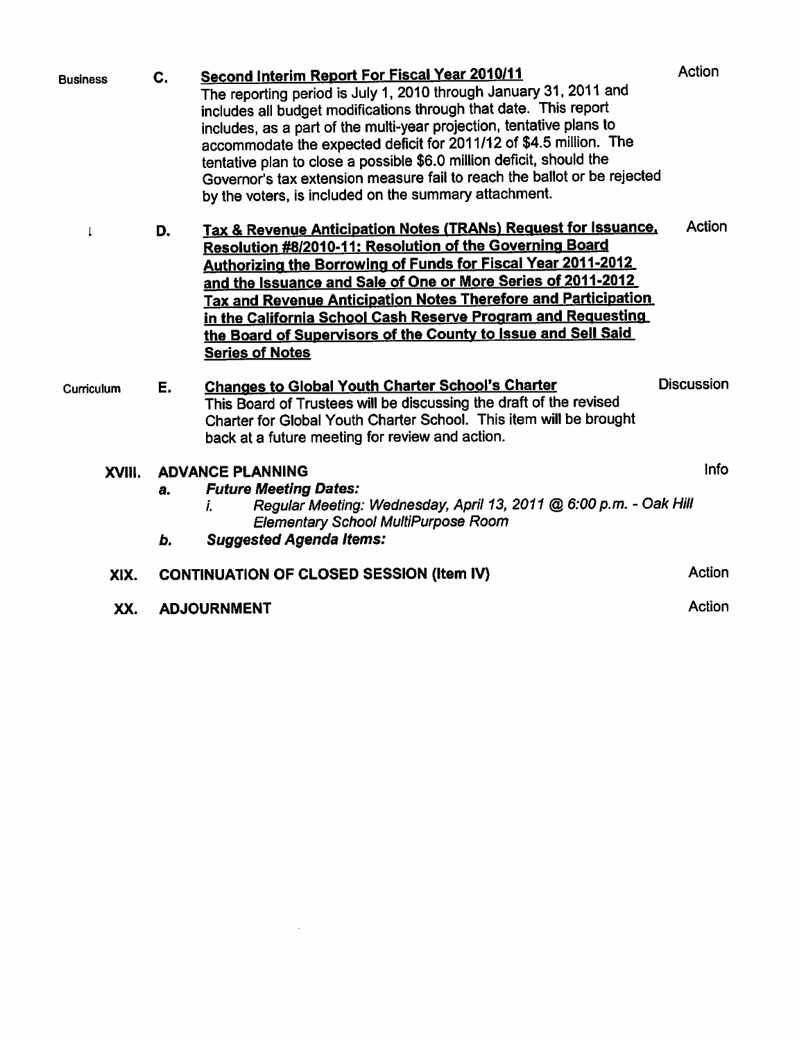Business **C. Second Interim Report For Fiscal Year 2010/11** Action

The reporting period is July 1, 2010 through January 31, 2011 and includes all budget modifications through that date. This report includes, as a part of the multi-year projection, tentative plans to accommodate the expected deficit for 2011/12 of $4.5 million. The tentative plan to close a possible $6.0 million deficit, should the Governor's tax extension measure fail to reach the ballot or be rejected by the voters, is included on the summary attachment.

↓ **D. Tax & Revenue Anticipation Notes (TRANs) Request for Issuance, Resolution #8/2010-11: Resolution of the Governing Board Authorizing the Borrowing of Funds for Fiscal Year 2011-2012 and the Issuance and Sale of One or More Series of 2011-2012 Tax and Revenue Anticipation Notes Therefore and Participation in the California School Cash Reserve Program and Requesting the Board of Supervisors of the County to Issue and Sell Said Series of Notes** Action

Curriculum **E. Changes to Global Youth Charter School's Charter** Discussion

This Board of Trustees will be discussing the draft of the revised Charter for Global Youth Charter School. This item will be brought back at a future meeting for review and action.

**XVIII. ADVANCE PLANNING** Info

- ***a. Future Meeting Dates:***
  - *i. Regular Meeting: Wednesday, April 13, 2011 @ 6:00 p.m. - Oak Hill Elementary School MultiPurpose Room*
- ***b. Suggested Agenda Items:***

**XIX. CONTINUATION OF CLOSED SESSION (Item IV)** Action

**XX. ADJOURNMENT** Action